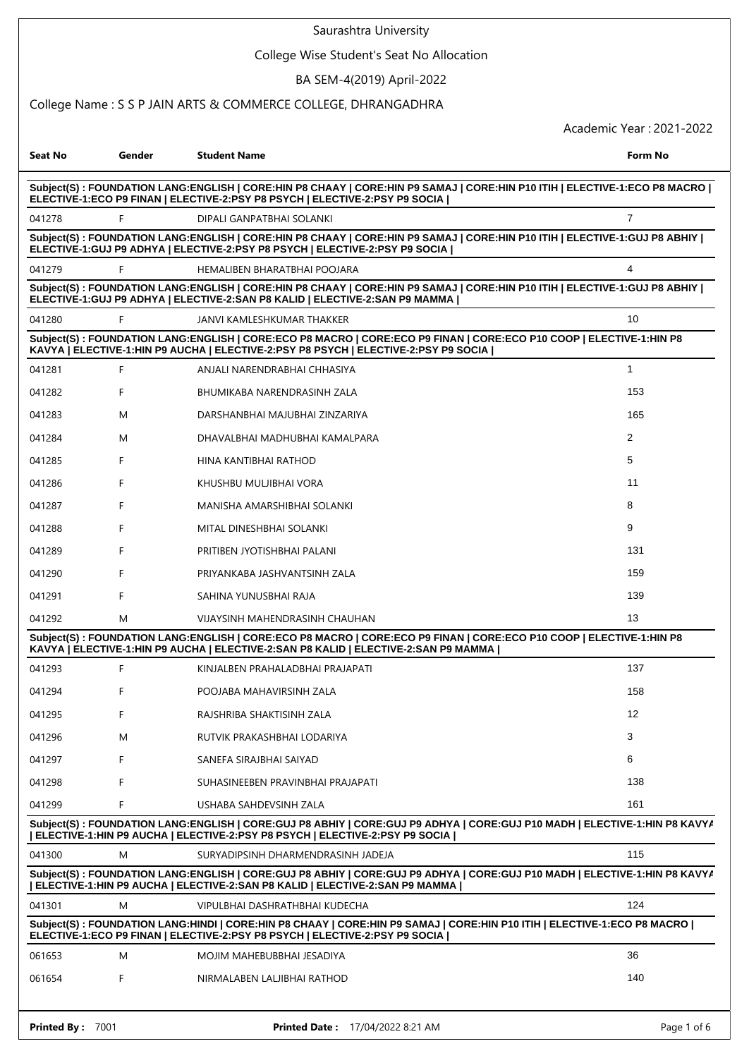# Saurashtra University

## College Wise Student's Seat No Allocation

### BA SEM-4(2019) April-2022

College Name : S S P JAIN ARTS & COMMERCE COLLEGE, DHRANGADHRA

Academic Year : 2021-2022

| Seat No | Gender | Student Name | Form No |
|---|---|---|---|
| **Subject(S) : FOUNDATION LANG:ENGLISH \| CORE:HIN P8 CHAAY \| CORE:HIN P9 SAMAJ \| CORE:HIN P10 ITIH \| ELECTIVE-1:ECO P8 MACRO \| ELECTIVE-1:ECO P9 FINAN \| ELECTIVE-2:PSY P8 PSYCH \| ELECTIVE-2:PSY P9 SOCIA \|** | | | |
| 041278 | F | DIPALI GANPATBHAI SOLANKI | 7 |
| **Subject(S) : FOUNDATION LANG:ENGLISH \| CORE:HIN P8 CHAAY \| CORE:HIN P9 SAMAJ \| CORE:HIN P10 ITIH \| ELECTIVE-1:GUJ P8 ABHIY \| ELECTIVE-1:GUJ P9 ADHYA \| ELECTIVE-2:PSY P8 PSYCH \| ELECTIVE-2:PSY P9 SOCIA \|** | | | |
| 041279 | F | HEMALIBEN BHARATBHAI POOJARA | 4 |
| **Subject(S) : FOUNDATION LANG:ENGLISH \| CORE:HIN P8 CHAAY \| CORE:HIN P9 SAMAJ \| CORE:HIN P10 ITIH \| ELECTIVE-1:GUJ P8 ABHIY \| ELECTIVE-1:GUJ P9 ADHYA \| ELECTIVE-2:SAN P8 KALID \| ELECTIVE-2:SAN P9 MAMMA \|** | | | |
| 041280 | F | JANVI KAMLESHKUMAR THAKKER | 10 |
| **Subject(S) : FOUNDATION LANG:ENGLISH \| CORE:ECO P8 MACRO \| CORE:ECO P9 FINAN \| CORE:ECO P10 COOP \| ELECTIVE-1:HIN P8 KAVYA \| ELECTIVE-1:HIN P9 AUCHA \| ELECTIVE-2:PSY P8 PSYCH \| ELECTIVE-2:PSY P9 SOCIA \|** | | | |
| 041281 | F | ANJALI NARENDRABHAI CHHASIYA | 1 |
| 041282 | F | BHUMIKABA NARENDRASINH ZALA | 153 |
| 041283 | M | DARSHANBHAI MAJUBHAI ZINZARIYA | 165 |
| 041284 | M | DHAVALBHAI MADHUBHAI KAMALPARA | 2 |
| 041285 | F | HINA KANTIBHAI RATHOD | 5 |
| 041286 | F | KHUSHBU MULJIBHAI VORA | 11 |
| 041287 | F | MANISHA AMARSHIBHAI SOLANKI | 8 |
| 041288 | F | MITAL DINESHBHAI SOLANKI | 9 |
| 041289 | F | PRITIBEN JYOTISHBHAI PALANI | 131 |
| 041290 | F | PRIYANKABA JASHVANTSINH ZALA | 159 |
| 041291 | F | SAHINA YUNUSBHAI RAJA | 139 |
| 041292 | M | VIJAYSINH MAHENDRASINH CHAUHAN | 13 |
| **Subject(S) : FOUNDATION LANG:ENGLISH \| CORE:ECO P8 MACRO \| CORE:ECO P9 FINAN \| CORE:ECO P10 COOP \| ELECTIVE-1:HIN P8 KAVYA \| ELECTIVE-1:HIN P9 AUCHA \| ELECTIVE-2:SAN P8 KALID \| ELECTIVE-2:SAN P9 MAMMA \|** | | | |
| 041293 | F | KINJALBEN PRAHALADBHAI PRAJAPATI | 137 |
| 041294 | F | POOJABA MAHAVIRSINH ZALA | 158 |
| 041295 | F | RAJSHRIBA SHAKTISINH ZALA | 12 |
| 041296 | M | RUTVIK PRAKASHBHAI LODARIYA | 3 |
| 041297 | F | SANEFA SIRAJBHAI SAIYAD | 6 |
| 041298 | F | SUHASINEEBEN PRAVINBHAI PRAJAPATI | 138 |
| 041299 | F | USHABA SAHDEVSINH ZALA | 161 |
| **Subject(S) : FOUNDATION LANG:ENGLISH \| CORE:GUJ P8 ABHIY \| CORE:GUJ P9 ADHYA \| CORE:GUJ P10 MADH \| ELECTIVE-1:HIN P8 KAVYA \| ELECTIVE-1:HIN P9 AUCHA \| ELECTIVE-2:PSY P8 PSYCH \| ELECTIVE-2:PSY P9 SOCIA \|** | | | |
| 041300 | M | SURYADIPSINH DHARMENDRASINH JADEJA | 115 |
| **Subject(S) : FOUNDATION LANG:ENGLISH \| CORE:GUJ P8 ABHIY \| CORE:GUJ P9 ADHYA \| CORE:GUJ P10 MADH \| ELECTIVE-1:HIN P8 KAVYA \| ELECTIVE-1:HIN P9 AUCHA \| ELECTIVE-2:SAN P8 KALID \| ELECTIVE-2:SAN P9 MAMMA \|** | | | |
| 041301 | M | VIPULBHAI DASHRATHBHAI KUDECHA | 124 |
| **Subject(S) : FOUNDATION LANG:HINDI \| CORE:HIN P8 CHAAY \| CORE:HIN P9 SAMAJ \| CORE:HIN P10 ITIH \| ELECTIVE-1:ECO P8 MACRO \| ELECTIVE-1:ECO P9 FINAN \| ELECTIVE-2:PSY P8 PSYCH \| ELECTIVE-2:PSY P9 SOCIA \|** | | | |
| 061653 | M | MOJIM MAHEBUBBHAI JESADIYA | 36 |
| 061654 | F | NIRMALABEN LALJIBHAI RATHOD | 140 |

**Printed By :** 7001 **Printed Date :** 17/04/2022 8:21 AM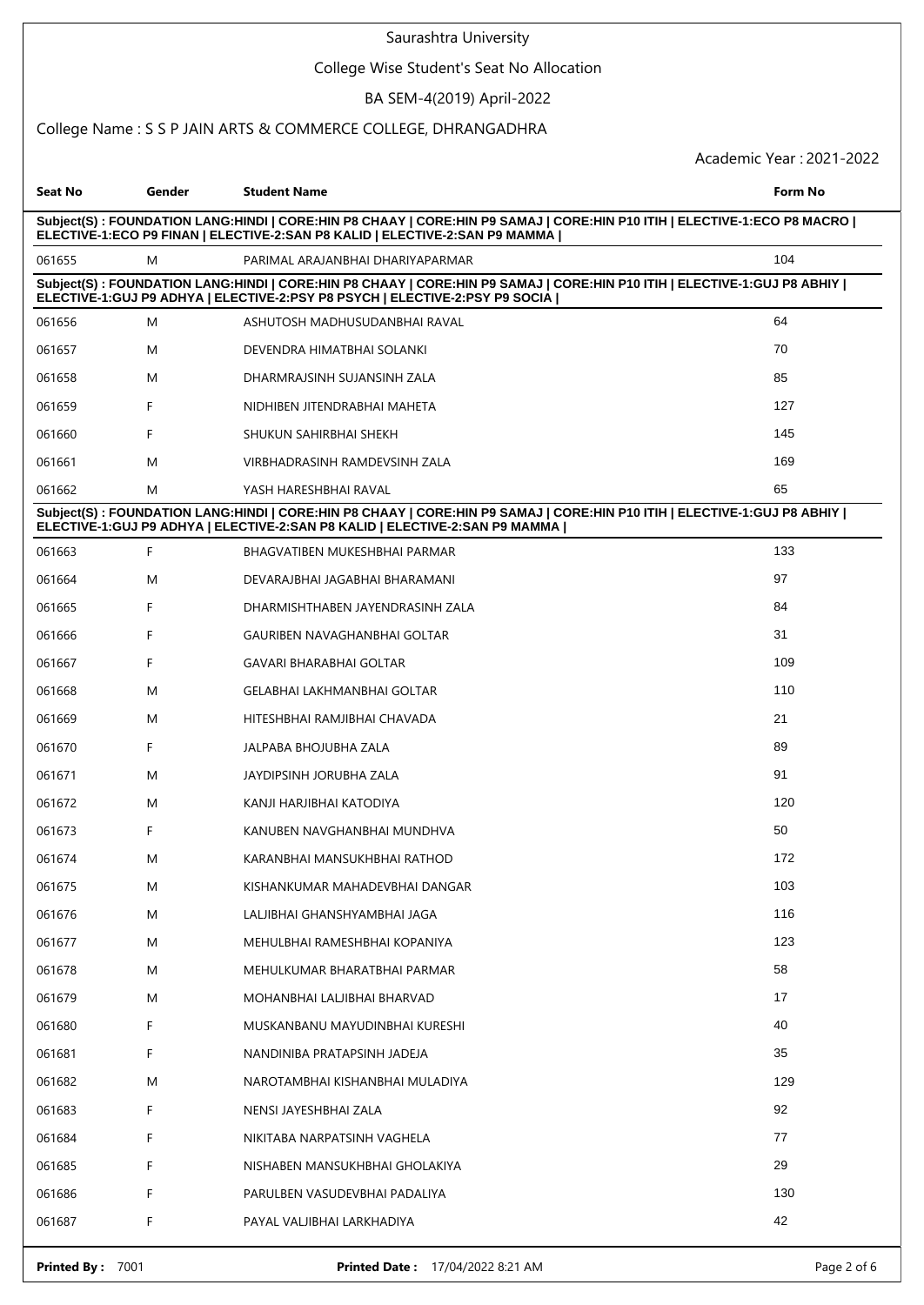Saurashtra University

College Wise Student's Seat No Allocation

BA SEM-4(2019) April-2022

College Name : S S P JAIN ARTS & COMMERCE COLLEGE, DHRANGADHRA

Academic Year : 2021-2022

| Seat No | Gender | Student Name | Form No |
|---|---|---|---|
| **Subject(S) : FOUNDATION LANG:HINDI \| CORE:HIN P8 CHAAY \| CORE:HIN P9 SAMAJ \| CORE:HIN P10 ITIH \| ELECTIVE-1:ECO P8 MACRO \| ELECTIVE-1:ECO P9 FINAN \| ELECTIVE-2:SAN P8 KALID \| ELECTIVE-2:SAN P9 MAMMA \|** | | | |
| 061655 | M | PARIMAL ARAJANBHAI DHARIYAPARMAR | 104 |
| **Subject(S) : FOUNDATION LANG:HINDI \| CORE:HIN P8 CHAAY \| CORE:HIN P9 SAMAJ \| CORE:HIN P10 ITIH \| ELECTIVE-1:GUJ P8 ABHIY \| ELECTIVE-1:GUJ P9 ADHYA \| ELECTIVE-2:PSY P8 PSYCH \| ELECTIVE-2:PSY P9 SOCIA \|** | | | |
| 061656 | M | ASHUTOSH MADHUSUDANBHAI RAVAL | 64 |
| 061657 | M | DEVENDRA HIMATBHAI SOLANKI | 70 |
| 061658 | M | DHARMRAJSINH SUJANSINH ZALA | 85 |
| 061659 | F | NIDHIBEN JITENDRABHAI MAHETA | 127 |
| 061660 | F | SHUKUN SAHIRBHAI SHEKH | 145 |
| 061661 | M | VIRBHADRASINH RAMDEVSINH ZALA | 169 |
| 061662 | M | YASH HARESHBHAI RAVAL | 65 |
| **Subject(S) : FOUNDATION LANG:HINDI \| CORE:HIN P8 CHAAY \| CORE:HIN P9 SAMAJ \| CORE:HIN P10 ITIH \| ELECTIVE-1:GUJ P8 ABHIY \| ELECTIVE-1:GUJ P9 ADHYA \| ELECTIVE-2:SAN P8 KALID \| ELECTIVE-2:SAN P9 MAMMA \|** | | | |
| 061663 | F | BHAGVATIBEN MUKESHBHAI PARMAR | 133 |
| 061664 | M | DEVARAJBHAI JAGABHAI BHARAMANI | 97 |
| 061665 | F | DHARMISHTHABEN JAYENDRASINH ZALA | 84 |
| 061666 | F | GAURIBEN NAVAGHANBHAI GOLTAR | 31 |
| 061667 | F | GAVARI BHARABHAI GOLTAR | 109 |
| 061668 | M | GELABHAI LAKHMANBHAI GOLTAR | 110 |
| 061669 | M | HITESHBHAI RAMJIBHAI CHAVADA | 21 |
| 061670 | F | JALPABA BHOJUBHA ZALA | 89 |
| 061671 | M | JAYDIPSINH JORUBHA ZALA | 91 |
| 061672 | M | KANJI HARJIBHAI KATODIYA | 120 |
| 061673 | F | KANUBEN NAVGHANBHAI MUNDHVA | 50 |
| 061674 | M | KARANBHAI MANSUKHBHAI RATHOD | 172 |
| 061675 | M | KISHANKUMAR MAHADEVBHAI DANGAR | 103 |
| 061676 | M | LALJIBHAI GHANSHYAMBHAI JAGA | 116 |
| 061677 | M | MEHULBHAI RAMESHBHAI KOPANIYA | 123 |
| 061678 | M | MEHULKUMAR BHARATBHAI PARMAR | 58 |
| 061679 | M | MOHANBHAI LALJIBHAI BHARVAD | 17 |
| 061680 | F | MUSKANBANU MAYUDINBHAI KURESHI | 40 |
| 061681 | F | NANDINIBA PRATAPSINH JADEJA | 35 |
| 061682 | M | NAROTAMBHAI KISHANBHAI MULADIYA | 129 |
| 061683 | F | NENSI JAYESHBHAI ZALA | 92 |
| 061684 | F | NIKITABA NARPATSINH VAGHELA | 77 |
| 061685 | F | NISHABEN MANSUKHBHAI GHOLAKIYA | 29 |
| 061686 | F | PARULBEN VASUDEVBHAI PADALIYA | 130 |
| 061687 | F | PAYAL VALJIBHAI LARKHADIYA | 42 |

**Printed By :** 7001 **Printed Date :** 17/04/2022 8:21 AM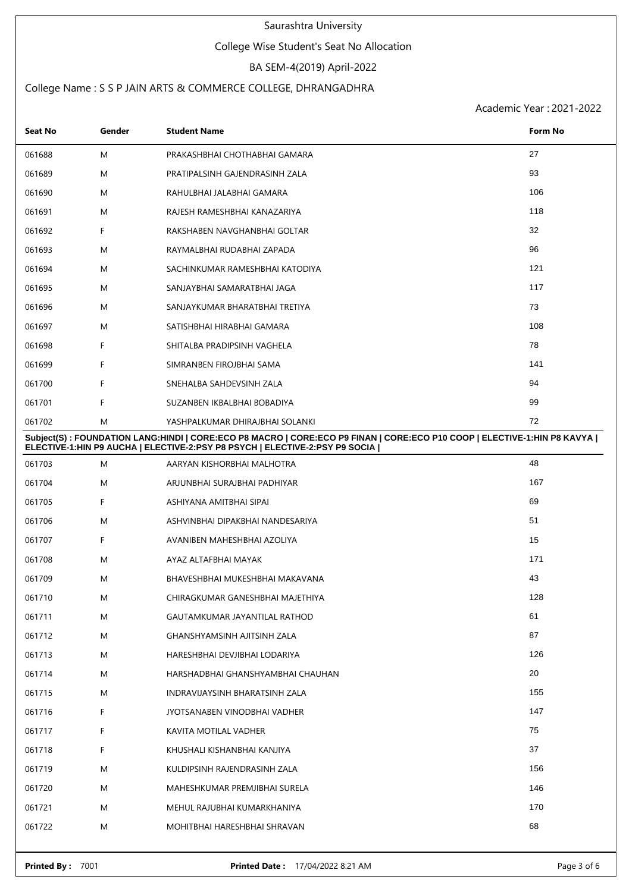Saurashtra University

College Wise Student's Seat No Allocation

BA SEM-4(2019) April-2022

College Name : S S P JAIN ARTS & COMMERCE COLLEGE, DHRANGADHRA

Academic Year : 2021-2022

| Seat No | Gender | Student Name | Form No |
|---|---|---|---|
| 061688 | M | PRAKASHBHAI CHOTHABHAI GAMARA | 27 |
| 061689 | M | PRATIPALSINH GAJENDRASINH ZALA | 93 |
| 061690 | M | RAHULBHAI JALABHAI GAMARA | 106 |
| 061691 | M | RAJESH RAMESHBHAI KANAZARIYA | 118 |
| 061692 | F | RAKSHABEN NAVGHANBHAI GOLTAR | 32 |
| 061693 | M | RAYMALBHAI RUDABHAI ZAPADA | 96 |
| 061694 | M | SACHINKUMAR RAMESHBHAI KATODIYA | 121 |
| 061695 | M | SANJAYBHAI SAMARATBHAI JAGA | 117 |
| 061696 | M | SANJAYKUMAR BHARATBHAI TRETIYA | 73 |
| 061697 | M | SATISHBHAI HIRABHAI GAMARA | 108 |
| 061698 | F | SHITALBA PRADIPSINH VAGHELA | 78 |
| 061699 | F | SIMRANBEN FIROJBHAI SAMA | 141 |
| 061700 | F | SNEHALBA SAHDEVSINH ZALA | 94 |
| 061701 | F | SUZANBEN IKBALBHAI BOBADIYA | 99 |
| 061702 | M | YASHPALKUMAR DHIRAJBHAI SOLANKI | 72 |

**Subject(S) : FOUNDATION LANG:HINDI | CORE:ECO P8 MACRO | CORE:ECO P9 FINAN | CORE:ECO P10 COOP | ELECTIVE-1:HIN P8 KAVYA | ELECTIVE-1:HIN P9 AUCHA | ELECTIVE-2:PSY P8 PSYCH | ELECTIVE-2:PSY P9 SOCIA |**

| Seat No | Gender | Student Name | Form No |
|---|---|---|---|
| 061703 | M | AARYAN KISHORBHAI MALHOTRA | 48 |
| 061704 | M | ARJUNBHAI SURAJBHAI PADHIYAR | 167 |
| 061705 | F | ASHIYANA AMITBHAI SIPAI | 69 |
| 061706 | M | ASHVINBHAI DIPAKBHAI NANDESARIYA | 51 |
| 061707 | F | AVANIBEN MAHESHBHAI AZOLIYA | 15 |
| 061708 | M | AYAZ ALTAFBHAI MAYAK | 171 |
| 061709 | M | BHAVESHBHAI MUKESHBHAI MAKAVANA | 43 |
| 061710 | M | CHIRAGKUMAR GANESHBHAI MAJETHIYA | 128 |
| 061711 | M | GAUTAMKUMAR JAYANTILAL RATHOD | 61 |
| 061712 | M | GHANSHYAMSINH AJITSINH ZALA | 87 |
| 061713 | M | HARESHBHAI DEVJIBHAI LODARIYA | 126 |
| 061714 | M | HARSHADBHAI GHANSHYAMBHAI CHAUHAN | 20 |
| 061715 | M | INDRAVIJAYSINH BHARATSINH ZALA | 155 |
| 061716 | F | JYOTSANABEN VINODBHAI VADHER | 147 |
| 061717 | F | KAVITA MOTILAL VADHER | 75 |
| 061718 | F | KHUSHALI KISHANBHAI KANJIYA | 37 |
| 061719 | M | KULDIPSINH RAJENDRASINH ZALA | 156 |
| 061720 | M | MAHESHKUMAR PREMJIBHAI SURELA | 146 |
| 061721 | M | MEHUL RAJUBHAI KUMARKHANIYA | 170 |
| 061722 | M | MOHITBHAI HARESHBHAI SHRAVAN | 68 |

**Printed By :** 7001 **Printed Date :** 17/04/2022 8:21 AM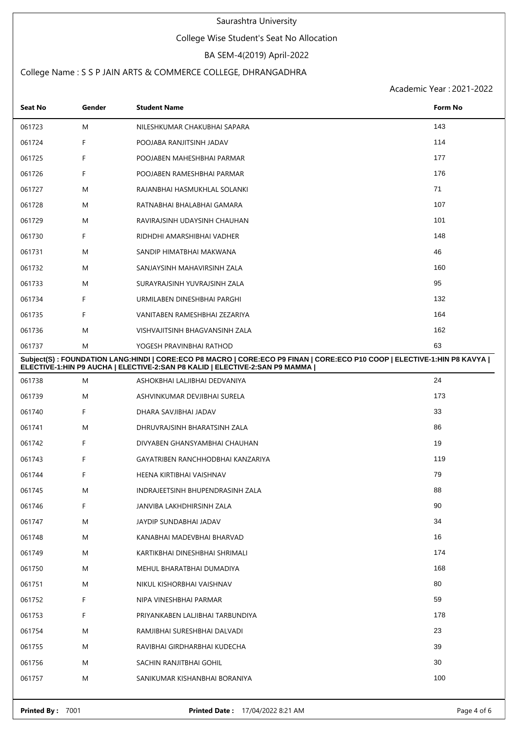Saurashtra University

College Wise Student's Seat No Allocation

BA SEM-4(2019) April-2022

College Name : S S P JAIN ARTS & COMMERCE COLLEGE, DHRANGADHRA

Academic Year : 2021-2022

| Seat No | Gender | Student Name | Form No |
|---|---|---|---|
| 061723 | M | NILESHKUMAR CHAKUBHAI SAPARA | 143 |
| 061724 | F | POOJABA RANJITSINH JADAV | 114 |
| 061725 | F | POOJABEN MAHESHBHAI PARMAR | 177 |
| 061726 | F | POOJABEN RAMESHBHAI PARMAR | 176 |
| 061727 | M | RAJANBHAI HASMUKHLAL SOLANKI | 71 |
| 061728 | M | RATNABHAI BHALABHAI GAMARA | 107 |
| 061729 | M | RAVIRAJSINH UDAYSINH CHAUHAN | 101 |
| 061730 | F | RIDHDHI AMARSHIBHAI VADHER | 148 |
| 061731 | M | SANDIP HIMATBHAI MAKWANA | 46 |
| 061732 | M | SANJAYSINH MAHAVIRSINH ZALA | 160 |
| 061733 | M | SURAYRAJSINH YUVRAJSINH ZALA | 95 |
| 061734 | F | URMILABEN DINESHBHAI PARGHI | 132 |
| 061735 | F | VANITABEN RAMESHBHAI ZEZARIYA | 164 |
| 061736 | M | VISHVAJITSINH BHAGVANSINH ZALA | 162 |
| 061737 | M | YOGESH PRAVINBHAI RATHOD | 63 |

**Subject(S) : FOUNDATION LANG:HINDI | CORE:ECO P8 MACRO | CORE:ECO P9 FINAN | CORE:ECO P10 COOP | ELECTIVE-1:HIN P8 KAVYA | ELECTIVE-1:HIN P9 AUCHA | ELECTIVE-2:SAN P8 KALID | ELECTIVE-2:SAN P9 MAMMA |**

| Seat No | Gender | Student Name | Form No |
|---|---|---|---|
| 061738 | M | ASHOKBHAI LALJIBHAI DEDVANIYA | 24 |
| 061739 | M | ASHVINKUMAR DEVJIBHAI SURELA | 173 |
| 061740 | F | DHARA SAVJIBHAI JADAV | 33 |
| 061741 | M | DHRUVRAJSINH BHARATSINH ZALA | 86 |
| 061742 | F | DIVYABEN GHANSYAMBHAI CHAUHAN | 19 |
| 061743 | F | GAYATRIBEN RANCHHODBHAI KANZARIYA | 119 |
| 061744 | F | HEENA KIRTIBHAI VAISHNAV | 79 |
| 061745 | M | INDRAJEETSINH BHUPENDRASINH ZALA | 88 |
| 061746 | F | JANVIBA LAKHDHIRSINH ZALA | 90 |
| 061747 | M | JAYDIP SUNDABHAI JADAV | 34 |
| 061748 | M | KANABHAI MADEVBHAI BHARVAD | 16 |
| 061749 | M | KARTIKBHAI DINESHBHAI SHRIMALI | 174 |
| 061750 | M | MEHUL BHARATBHAI DUMADIYA | 168 |
| 061751 | M | NIKUL KISHORBHAI VAISHNAV | 80 |
| 061752 | F | NIPA VINESHBHAI PARMAR | 59 |
| 061753 | F | PRIYANKABEN LALJIBHAI TARBUNDIYA | 178 |
| 061754 | M | RAMJIBHAI SURESHBHAI DALVADI | 23 |
| 061755 | M | RAVIBHAI GIRDHARBHAI KUDECHA | 39 |
| 061756 | M | SACHIN RANJITBHAI GOHIL | 30 |
| 061757 | M | SANIKUMAR KISHANBHAI BORANIYA | 100 |

**Printed By :** 7001 **Printed Date :** 17/04/2022 8:21 AM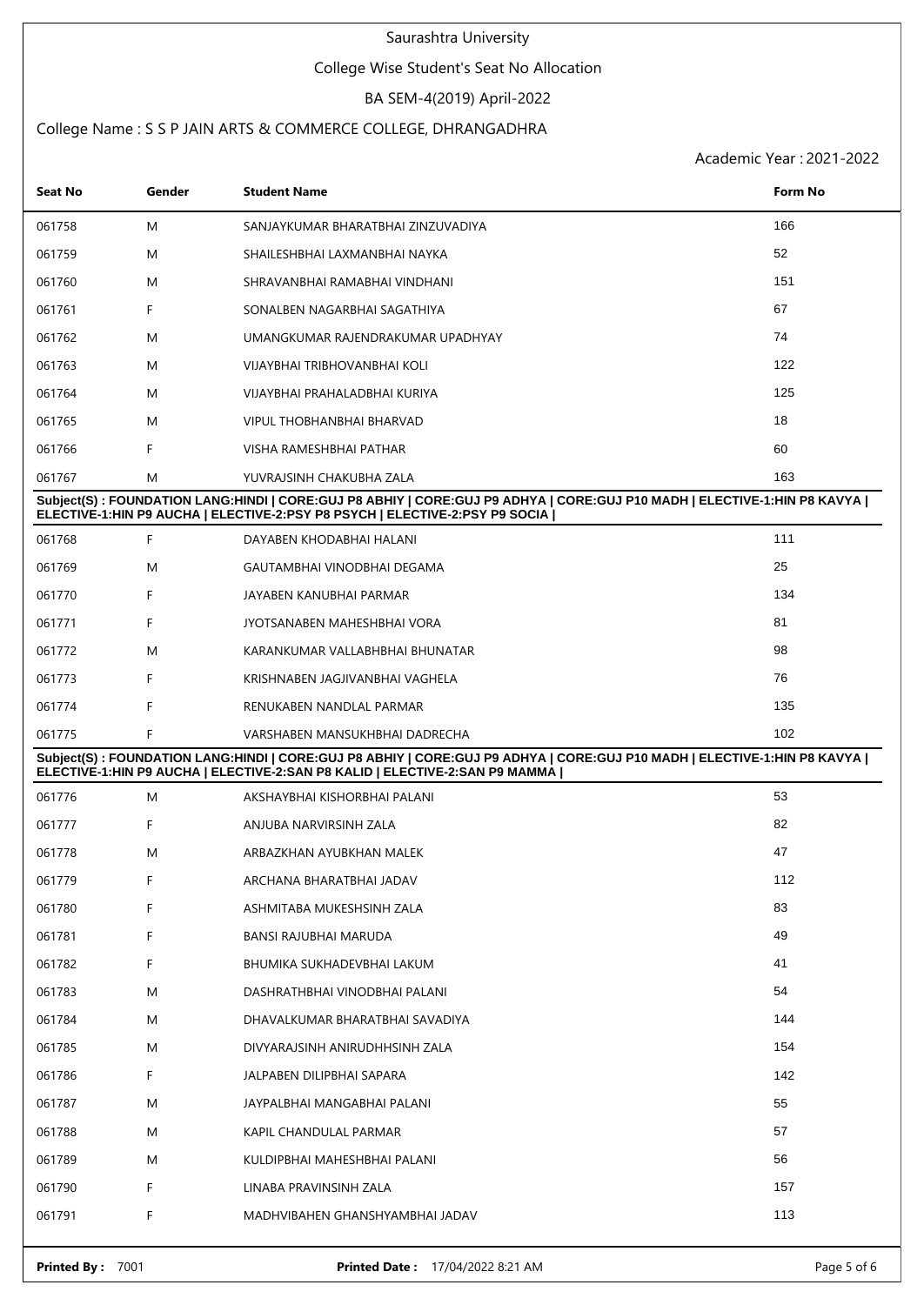Saurashtra University

College Wise Student's Seat No Allocation

BA SEM-4(2019) April-2022

College Name : S S P JAIN ARTS & COMMERCE COLLEGE, DHRANGADHRA

Academic Year : 2021-2022

| Seat No | Gender | Student Name | Form No |
|---|---|---|---|
| 061758 | M | SANJAYKUMAR BHARATBHAI ZINZUVADIYA | 166 |
| 061759 | M | SHAILESHBHAI LAXMANBHAI NAYKA | 52 |
| 061760 | M | SHRAVANBHAI RAMABHAI VINDHANI | 151 |
| 061761 | F | SONALBEN NAGARBHAI SAGATHIYA | 67 |
| 061762 | M | UMANGKUMAR RAJENDRAKUMAR UPADHYAY | 74 |
| 061763 | M | VIJAYBHAI TRIBHOVANBHAI KOLI | 122 |
| 061764 | M | VIJAYBHAI PRAHALADBHAI KURIYA | 125 |
| 061765 | M | VIPUL THOBHANBHAI BHARVAD | 18 |
| 061766 | F | VISHA RAMESHBHAI PATHAR | 60 |
| 061767 | M | YUVRAJSINH CHAKUBHA ZALA | 163 |

**Subject(S) : FOUNDATION LANG:HINDI | CORE:GUJ P8 ABHIY | CORE:GUJ P9 ADHYA | CORE:GUJ P10 MADH | ELECTIVE-1:HIN P8 KAVYA | ELECTIVE-1:HIN P9 AUCHA | ELECTIVE-2:PSY P8 PSYCH | ELECTIVE-2:PSY P9 SOCIA |**

| Seat No | Gender | Student Name | Form No |
|---|---|---|---|
| 061768 | F | DAYABEN KHODABHAI HALANI | 111 |
| 061769 | M | GAUTAMBHAI VINODBHAI DEGAMA | 25 |
| 061770 | F | JAYABEN KANUBHAI PARMAR | 134 |
| 061771 | F | JYOTSANABEN MAHESHBHAI VORA | 81 |
| 061772 | M | KARANKUMAR VALLABHBHAI BHUNATAR | 98 |
| 061773 | F | KRISHNABEN JAGJIVANBHAI VAGHELA | 76 |
| 061774 | F | RENUKABEN NANDLAL PARMAR | 135 |
| 061775 | F | VARSHABEN MANSUKHBHAI DADRECHA | 102 |

**Subject(S) : FOUNDATION LANG:HINDI | CORE:GUJ P8 ABHIY | CORE:GUJ P9 ADHYA | CORE:GUJ P10 MADH | ELECTIVE-1:HIN P8 KAVYA | ELECTIVE-1:HIN P9 AUCHA | ELECTIVE-2:SAN P8 KALID | ELECTIVE-2:SAN P9 MAMMA |**

| Seat No | Gender | Student Name | Form No |
|---|---|---|---|
| 061776 | M | AKSHAYBHAI KISHORBHAI PALANI | 53 |
| 061777 | F | ANJUBA NARVIRSINH ZALA | 82 |
| 061778 | M | ARBAZKHAN AYUBKHAN MALEK | 47 |
| 061779 | F | ARCHANA BHARATBHAI JADAV | 112 |
| 061780 | F | ASHMITABA MUKESHSINH ZALA | 83 |
| 061781 | F | BANSI RAJUBHAI MARUDA | 49 |
| 061782 | F | BHUMIKA SUKHADEVBHAI LAKUM | 41 |
| 061783 | M | DASHRATHBHAI VINODBHAI PALANI | 54 |
| 061784 | M | DHAVALKUMAR BHARATBHAI SAVADIYA | 144 |
| 061785 | M | DIVYARAJSINH ANIRUDHHSINH ZALA | 154 |
| 061786 | F | JALPABEN DILIPBHAI SAPARA | 142 |
| 061787 | M | JAYPALBHAI MANGABHAI PALANI | 55 |
| 061788 | M | KAPIL CHANDULAL PARMAR | 57 |
| 061789 | M | KULDIPBHAI MAHESHBHAI PALANI | 56 |
| 061790 | F | LINABA PRAVINSINH ZALA | 157 |
| 061791 | F | MADHVIBAHEN GHANSHYAMBHAI JADAV | 113 |

**Printed By :** 7001 **Printed Date :** 17/04/2022 8:21 AM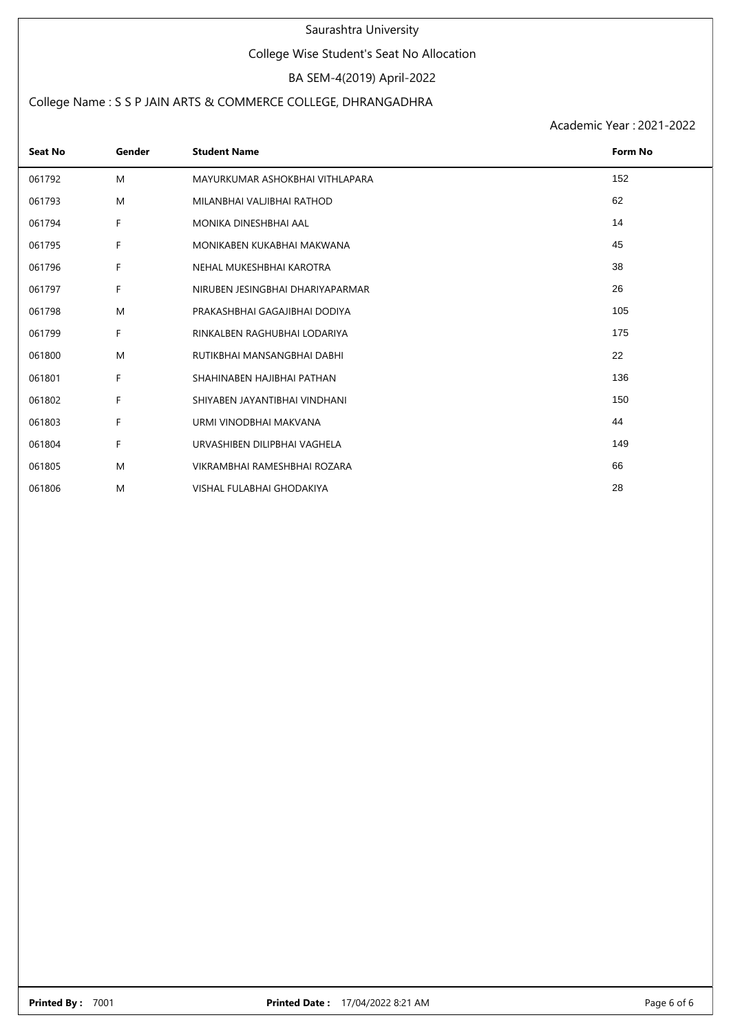Saurashtra University

College Wise Student's Seat No Allocation

BA SEM-4(2019) April-2022

College Name : S S P JAIN ARTS & COMMERCE COLLEGE, DHRANGADHRA

Academic Year : 2021-2022

| Seat No | Gender | Student Name | Form No |
|---|---|---|---|
| 061792 | M | MAYURKUMAR ASHOKBHAI VITHLAPARA | 152 |
| 061793 | M | MILANBHAI VALJIBHAI RATHOD | 62 |
| 061794 | F | MONIKA DINESHBHAI AAL | 14 |
| 061795 | F | MONIKABEN KUKABHAI MAKWANA | 45 |
| 061796 | F | NEHAL MUKESHBHAI KAROTRA | 38 |
| 061797 | F | NIRUBEN JESINGBHAI DHARIYAPARMAR | 26 |
| 061798 | M | PRAKASHBHAI GAGAJIBHAI DODIYA | 105 |
| 061799 | F | RINKALBEN RAGHUBHAI LODARIYA | 175 |
| 061800 | M | RUTIKBHAI MANSANGBHAI DABHI | 22 |
| 061801 | F | SHAHINABEN HAJIBHAI PATHAN | 136 |
| 061802 | F | SHIYABEN JAYANTIBHAI VINDHANI | 150 |
| 061803 | F | URMI VINODBHAI MAKVANA | 44 |
| 061804 | F | URVASHIBEN DILIPBHAI VAGHELA | 149 |
| 061805 | M | VIKRAMBHAI RAMESHBHAI ROZARA | 66 |
| 061806 | M | VISHAL FULABHAI GHODAKIYA | 28 |

**Printed By :** 7001 **Printed Date :** 17/04/2022 8:21 AM